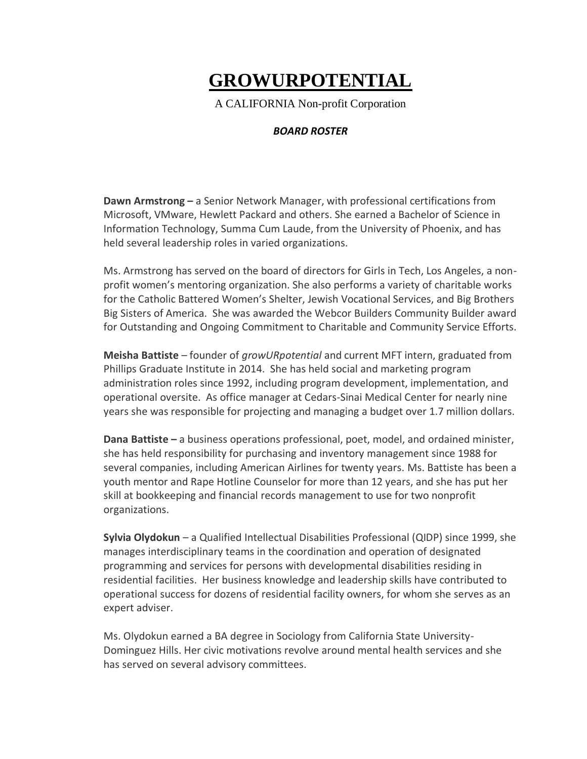# GROWURPOTENTIAL

A CALIFORNIA Non-profit Corporation

***BOARD ROSTER***

**Dawn Armstrong –** a Senior Network Manager, with professional certifications from Microsoft, VMware, Hewlett Packard and others. She earned a Bachelor of Science in Information Technology, Summa Cum Laude, from the University of Phoenix, and has held several leadership roles in varied organizations.

Ms. Armstrong has served on the board of directors for Girls in Tech, Los Angeles, a non-profit women's mentoring organization. She also performs a variety of charitable works for the Catholic Battered Women's Shelter, Jewish Vocational Services, and Big Brothers Big Sisters of America. She was awarded the Webcor Builders Community Builder award for Outstanding and Ongoing Commitment to Charitable and Community Service Efforts.

**Meisha Battiste** – founder of *growURpotential* and current MFT intern, graduated from Phillips Graduate Institute in 2014. She has held social and marketing program administration roles since 1992, including program development, implementation, and operational oversite. As office manager at Cedars-Sinai Medical Center for nearly nine years she was responsible for projecting and managing a budget over 1.7 million dollars.

**Dana Battiste –** a business operations professional, poet, model, and ordained minister, she has held responsibility for purchasing and inventory management since 1988 for several companies, including American Airlines for twenty years. Ms. Battiste has been a youth mentor and Rape Hotline Counselor for more than 12 years, and she has put her skill at bookkeeping and financial records management to use for two nonprofit organizations.

**Sylvia Olydokun** – a Qualified Intellectual Disabilities Professional (QIDP) since 1999, she manages interdisciplinary teams in the coordination and operation of designated programming and services for persons with developmental disabilities residing in residential facilities. Her business knowledge and leadership skills have contributed to operational success for dozens of residential facility owners, for whom she serves as an expert adviser.

Ms. Olydokun earned a BA degree in Sociology from California State University-Dominguez Hills. Her civic motivations revolve around mental health services and she has served on several advisory committees.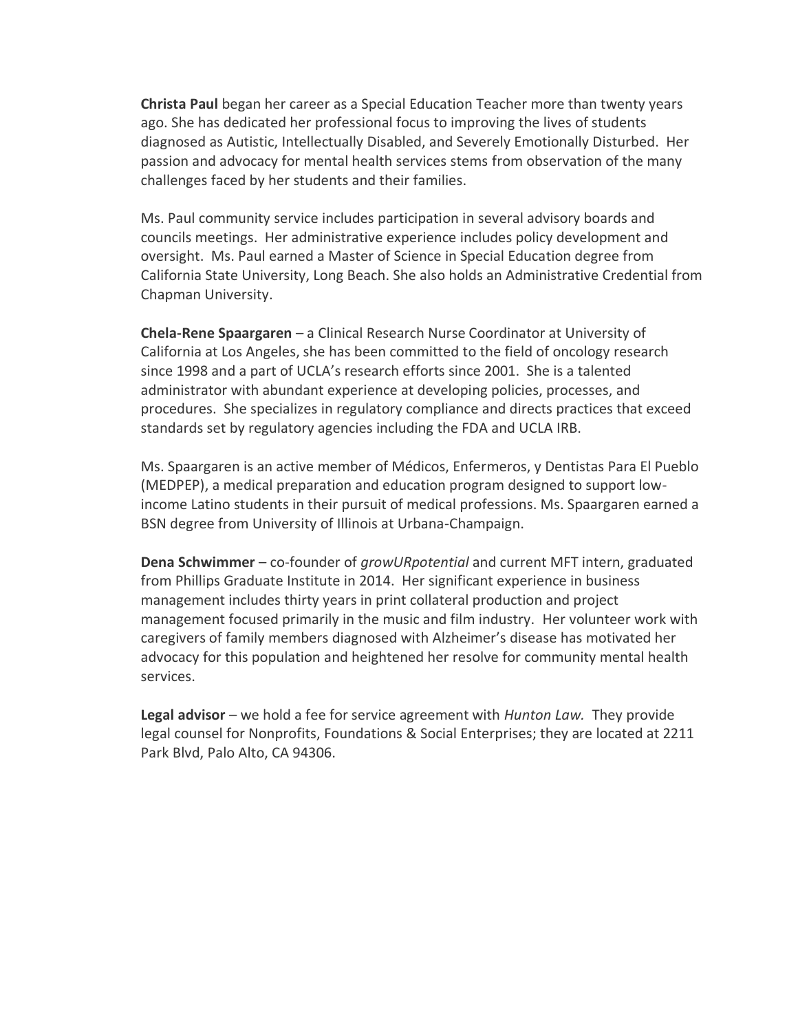**Christa Paul** began her career as a Special Education Teacher more than twenty years ago. She has dedicated her professional focus to improving the lives of students diagnosed as Autistic, Intellectually Disabled, and Severely Emotionally Disturbed. Her passion and advocacy for mental health services stems from observation of the many challenges faced by her students and their families.

Ms. Paul community service includes participation in several advisory boards and councils meetings. Her administrative experience includes policy development and oversight. Ms. Paul earned a Master of Science in Special Education degree from California State University, Long Beach. She also holds an Administrative Credential from Chapman University.

**Chela-Rene Spaargaren** – a Clinical Research Nurse Coordinator at University of California at Los Angeles, she has been committed to the field of oncology research since 1998 and a part of UCLA's research efforts since 2001. She is a talented administrator with abundant experience at developing policies, processes, and procedures. She specializes in regulatory compliance and directs practices that exceed standards set by regulatory agencies including the FDA and UCLA IRB.

Ms. Spaargaren is an active member of Médicos, Enfermeros, y Dentistas Para El Pueblo (MEDPEP), a medical preparation and education program designed to support low-income Latino students in their pursuit of medical professions. Ms. Spaargaren earned a BSN degree from University of Illinois at Urbana-Champaign.

**Dena Schwimmer** – co-founder of *growURpotential* and current MFT intern, graduated from Phillips Graduate Institute in 2014. Her significant experience in business management includes thirty years in print collateral production and project management focused primarily in the music and film industry. Her volunteer work with caregivers of family members diagnosed with Alzheimer's disease has motivated her advocacy for this population and heightened her resolve for community mental health services.

**Legal advisor** – we hold a fee for service agreement with *Hunton Law.* They provide legal counsel for Nonprofits, Foundations & Social Enterprises; they are located at 2211 Park Blvd, Palo Alto, CA 94306.